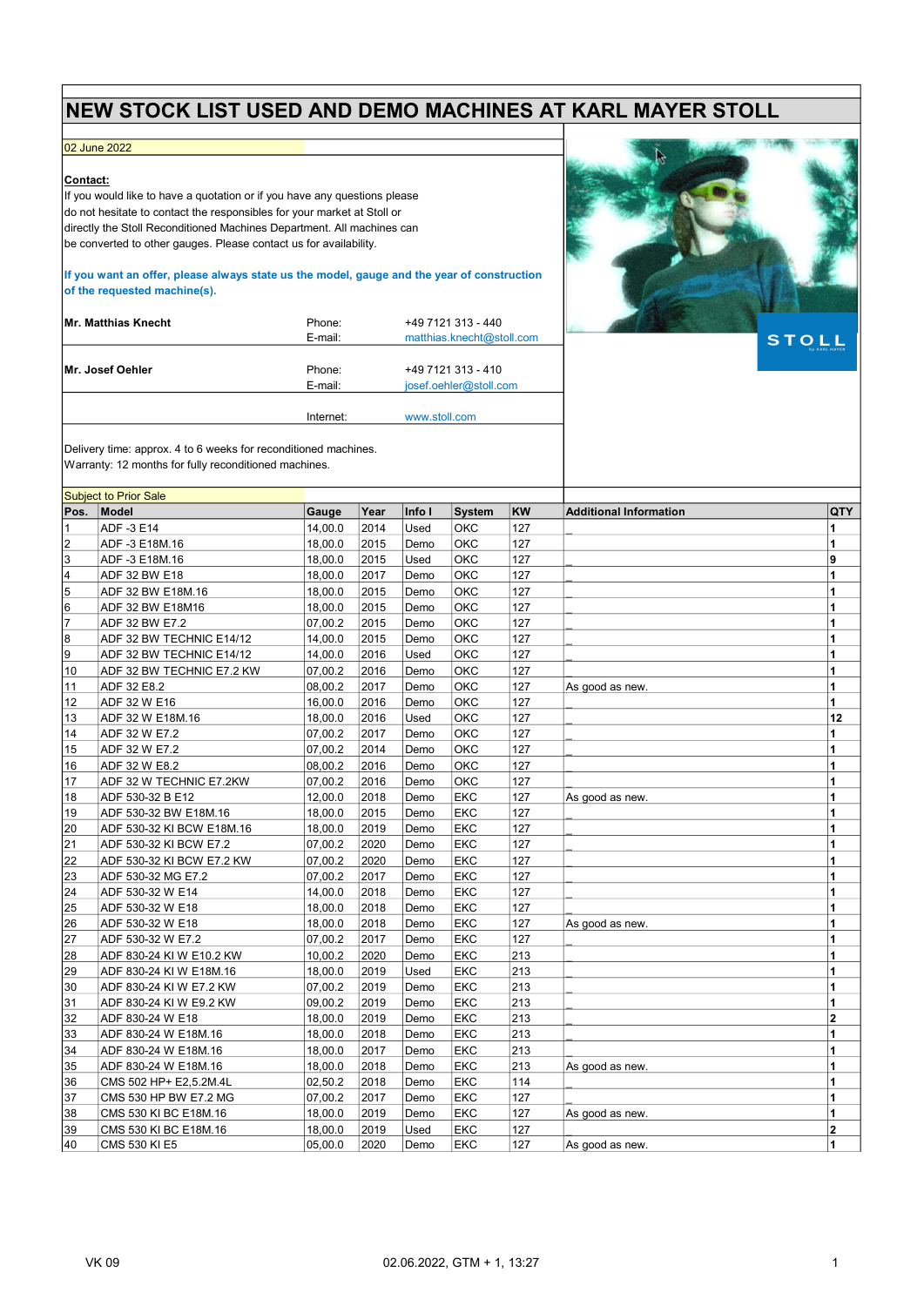# NEW STOCK LIST USED AND DEMO MACHINES AT KARL MAYER STOLL

02 June 2022

**Contact:**

If you would like to have a quotation or if you have any questions please do not hesitate to contact the responsibles for your market at Stoll or directly the Stoll Reconditioned Machines Department. All machines can be converted to other gauges. Please contact us for availability.

**If you want an offer, please always state us the model, gauge and the year of construction of the requested machine(s).**

| | | |
|---|---|---|
| **Mr. Matthias Knecht** | Phone: | +49 7121 313 - 440 |
| | E-mail: | matthias.knecht@stoll.com |
| **Mr. Josef Oehler** | Phone: | +49 7121 313 - 410 |
| | E-mail: | josef.oehler@stoll.com |
| | Internet: | www.stoll.com |

Delivery time: approx. 4 to 6 weeks for reconditioned machines.
Warranty: 12 months for fully reconditioned machines.

Subject to Prior Sale

| Pos. | Model | Gauge | Year | Info I | System | KW | Additional Information | QTY |
|---|---|---|---|---|---|---|---|---|
| 1 | ADF -3 E14 | 14,00.0 | 2014 | Used | OKC | 127 | _ | **1** |
| 2 | ADF -3 E18M.16 | 18,00.0 | 2015 | Demo | OKC | 127 | _ | **1** |
| 3 | ADF -3 E18M.16 | 18,00.0 | 2015 | Used | OKC | 127 | _ | **9** |
| 4 | ADF 32 BW E18 | 18,00.0 | 2017 | Demo | OKC | 127 | _ | **1** |
| 5 | ADF 32 BW E18M.16 | 18,00.0 | 2015 | Demo | OKC | 127 | _ | **1** |
| 6 | ADF 32 BW E18M16 | 18,00.0 | 2015 | Demo | OKC | 127 | _ | **1** |
| 7 | ADF 32 BW E7.2 | 07,00.2 | 2015 | Demo | OKC | 127 | _ | **1** |
| 8 | ADF 32 BW TECHNIC E14/12 | 14,00.0 | 2015 | Demo | OKC | 127 | _ | **1** |
| 9 | ADF 32 BW TECHNIC E14/12 | 14,00.0 | 2016 | Used | OKC | 127 | _ | **1** |
| 10 | ADF 32 BW TECHNIC E7.2 KW | 07,00.2 | 2016 | Demo | OKC | 127 | _ | **1** |
| 11 | ADF 32 E8.2 | 08,00.2 | 2017 | Demo | OKC | 127 | As good as new. | **1** |
| 12 | ADF 32 W E16 | 16,00.0 | 2016 | Demo | OKC | 127 | _ | **1** |
| 13 | ADF 32 W E18M.16 | 18,00.0 | 2016 | Used | OKC | 127 | _ | **12** |
| 14 | ADF 32 W E7.2 | 07,00.2 | 2017 | Demo | OKC | 127 | _ | **1** |
| 15 | ADF 32 W E7.2 | 07,00.2 | 2014 | Demo | OKC | 127 | _ | **1** |
| 16 | ADF 32 W E8.2 | 08,00.2 | 2016 | Demo | OKC | 127 | _ | **1** |
| 17 | ADF 32 W TECHNIC E7.2KW | 07,00.2 | 2016 | Demo | OKC | 127 | _ | **1** |
| 18 | ADF 530-32 B E12 | 12,00.0 | 2018 | Demo | EKC | 127 | As good as new. | **1** |
| 19 | ADF 530-32 BW E18M.16 | 18,00.0 | 2015 | Demo | EKC | 127 | _ | **1** |
| 20 | ADF 530-32 KI BCW E18M.16 | 18,00.0 | 2019 | Demo | EKC | 127 | _ | **1** |
| 21 | ADF 530-32 KI BCW E7.2 | 07,00.2 | 2020 | Demo | EKC | 127 | _ | **1** |
| 22 | ADF 530-32 KI BCW E7.2 KW | 07,00.2 | 2020 | Demo | EKC | 127 | _ | **1** |
| 23 | ADF 530-32 MG E7.2 | 07,00.2 | 2017 | Demo | EKC | 127 | _ | **1** |
| 24 | ADF 530-32 W E14 | 14,00.0 | 2018 | Demo | EKC | 127 | _ | **1** |
| 25 | ADF 530-32 W E18 | 18,00.0 | 2018 | Demo | EKC | 127 | _ | **1** |
| 26 | ADF 530-32 W E18 | 18,00.0 | 2018 | Demo | EKC | 127 | As good as new. | **1** |
| 27 | ADF 530-32 W E7.2 | 07,00.2 | 2017 | Demo | EKC | 127 | _ | **1** |
| 28 | ADF 830-24 KI W E10.2 KW | 10,00.2 | 2020 | Demo | EKC | 213 | _ | **1** |
| 29 | ADF 830-24 KI W E18M.16 | 18,00.0 | 2019 | Used | EKC | 213 | _ | **1** |
| 30 | ADF 830-24 KI W E7.2 KW | 07,00.2 | 2019 | Demo | EKC | 213 | _ | **1** |
| 31 | ADF 830-24 KI W E9.2 KW | 09,00.2 | 2019 | Demo | EKC | 213 | _ | **1** |
| 32 | ADF 830-24 W E18 | 18,00.0 | 2019 | Demo | EKC | 213 | _ | **2** |
| 33 | ADF 830-24 W E18M.16 | 18,00.0 | 2018 | Demo | EKC | 213 | _ | **1** |
| 34 | ADF 830-24 W E18M.16 | 18,00.0 | 2017 | Demo | EKC | 213 | _ | **1** |
| 35 | ADF 830-24 W E18M.16 | 18,00.0 | 2018 | Demo | EKC | 213 | As good as new. | **1** |
| 36 | CMS 502 HP+ E2,5.2M.4L | 02,50.2 | 2018 | Demo | EKC | 114 | _ | **1** |
| 37 | CMS 530 HP BW E7.2 MG | 07,00.2 | 2017 | Demo | EKC | 127 | _ | **1** |
| 38 | CMS 530 KI BC E18M.16 | 18,00.0 | 2019 | Demo | EKC | 127 | As good as new. | **1** |
| 39 | CMS 530 KI BC E18M.16 | 18,00.0 | 2019 | Used | EKC | 127 | _ | **2** |
| 40 | CMS 530 KI E5 | 05,00.0 | 2020 | Demo | EKC | 127 | As good as new. | **1** |

VK 09 02.06.2022, GTM + 1, 13:27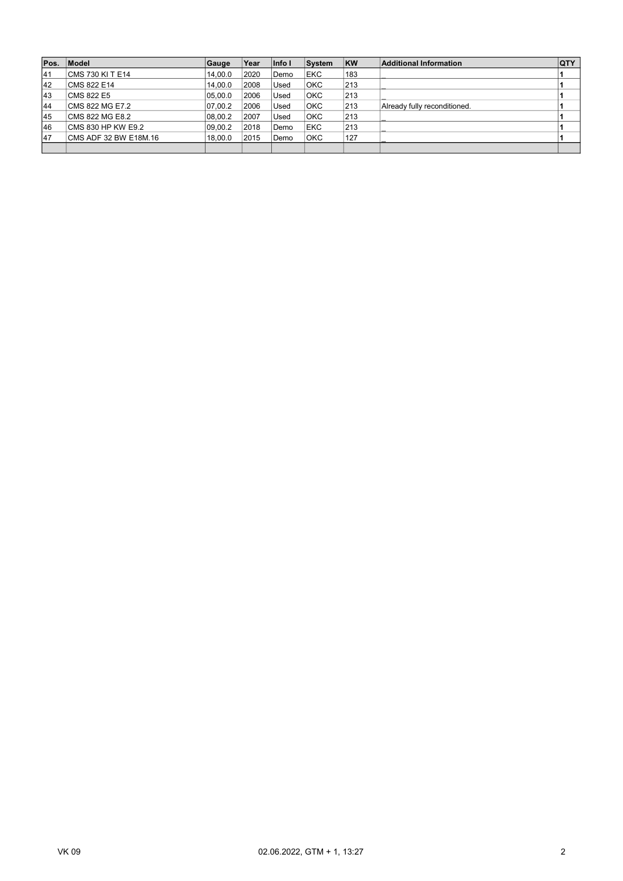| Pos. | Model | Gauge | Year | Info I | System | KW | Additional Information | QTY |
|---|---|---|---|---|---|---|---|---|
| 41 | CMS 730 KI T E14 | 14,00.0 | 2020 | Demo | EKC | 183 | _ | 1 |
| 42 | CMS 822 E14 | 14,00.0 | 2008 | Used | OKC | 213 | _ | 1 |
| 43 | CMS 822 E5 | 05,00.0 | 2006 | Used | OKC | 213 | _ | 1 |
| 44 | CMS 822 MG E7.2 | 07,00.2 | 2006 | Used | OKC | 213 | Already fully reconditioned. | 1 |
| 45 | CMS 822 MG E8.2 | 08,00.2 | 2007 | Used | OKC | 213 | _ | 1 |
| 46 | CMS 830 HP KW E9.2 | 09,00.2 | 2018 | Demo | EKC | 213 | _ | 1 |
| 47 | CMS ADF 32 BW E18M.16 | 18,00.0 | 2015 | Demo | OKC | 127 | _ | 1 |
| | | | | | | | | |

VK 09 02.06.2022, GTM + 1, 13:27